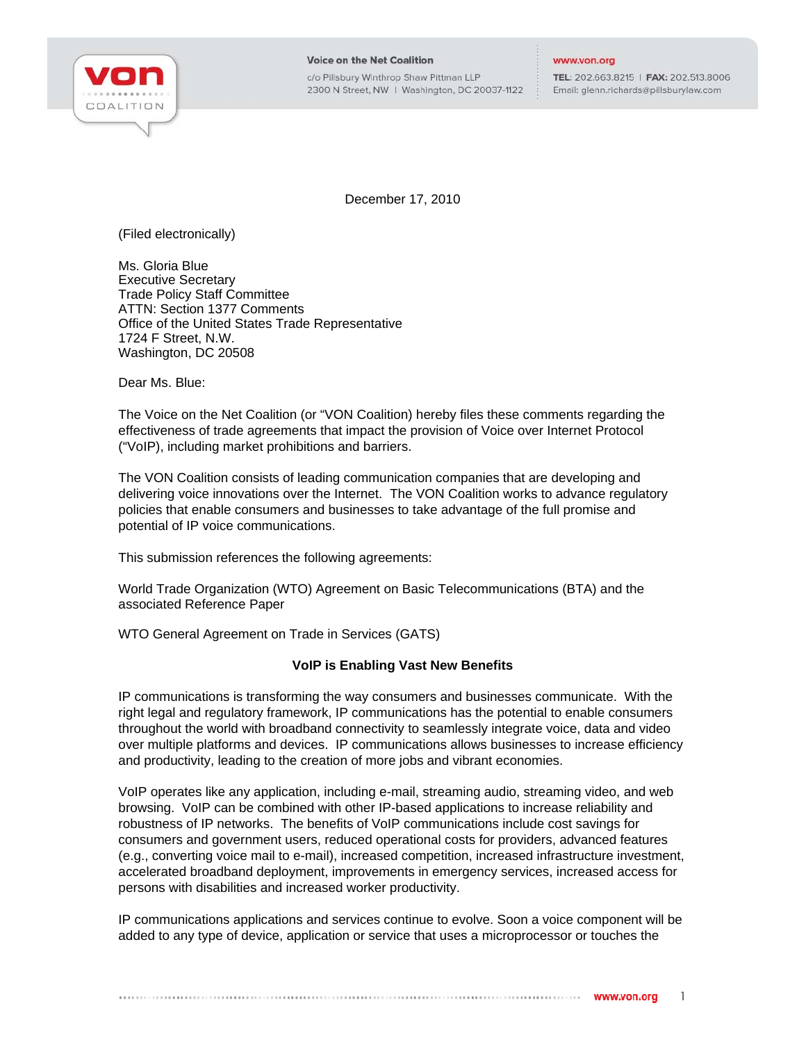Voice on the Net Coalition

c/o Pillsbury Winthrop Shaw Pittman LLP
2300 N Street, NW | Washington, DC 20037-1122

www.von.org

TEL: 202.663.8215 | FAX: 202.513.8006
Email: glenn.richards@pillsburylaw.com

December 17, 2010

(Filed electronically)

Ms. Gloria Blue
Executive Secretary
Trade Policy Staff Committee
ATTN: Section 1377 Comments
Office of the United States Trade Representative
1724 F Street, N.W.
Washington, DC 20508

Dear Ms. Blue:

The Voice on the Net Coalition (or "VON Coalition) hereby files these comments regarding the effectiveness of trade agreements that impact the provision of Voice over Internet Protocol ("VoIP), including market prohibitions and barriers.

The VON Coalition consists of leading communication companies that are developing and delivering voice innovations over the Internet. The VON Coalition works to advance regulatory policies that enable consumers and businesses to take advantage of the full promise and potential of IP voice communications.

This submission references the following agreements:

World Trade Organization (WTO) Agreement on Basic Telecommunications (BTA) and the associated Reference Paper

WTO General Agreement on Trade in Services (GATS)

## VoIP is Enabling Vast New Benefits

IP communications is transforming the way consumers and businesses communicate. With the right legal and regulatory framework, IP communications has the potential to enable consumers throughout the world with broadband connectivity to seamlessly integrate voice, data and video over multiple platforms and devices. IP communications allows businesses to increase efficiency and productivity, leading to the creation of more jobs and vibrant economies.

VoIP operates like any application, including e-mail, streaming audio, streaming video, and web browsing. VoIP can be combined with other IP-based applications to increase reliability and robustness of IP networks. The benefits of VoIP communications include cost savings for consumers and government users, reduced operational costs for providers, advanced features (e.g., converting voice mail to e-mail), increased competition, increased infrastructure investment, accelerated broadband deployment, improvements in emergency services, increased access for persons with disabilities and increased worker productivity.

IP communications applications and services continue to evolve. Soon a voice component will be added to any type of device, application or service that uses a microprocessor or touches the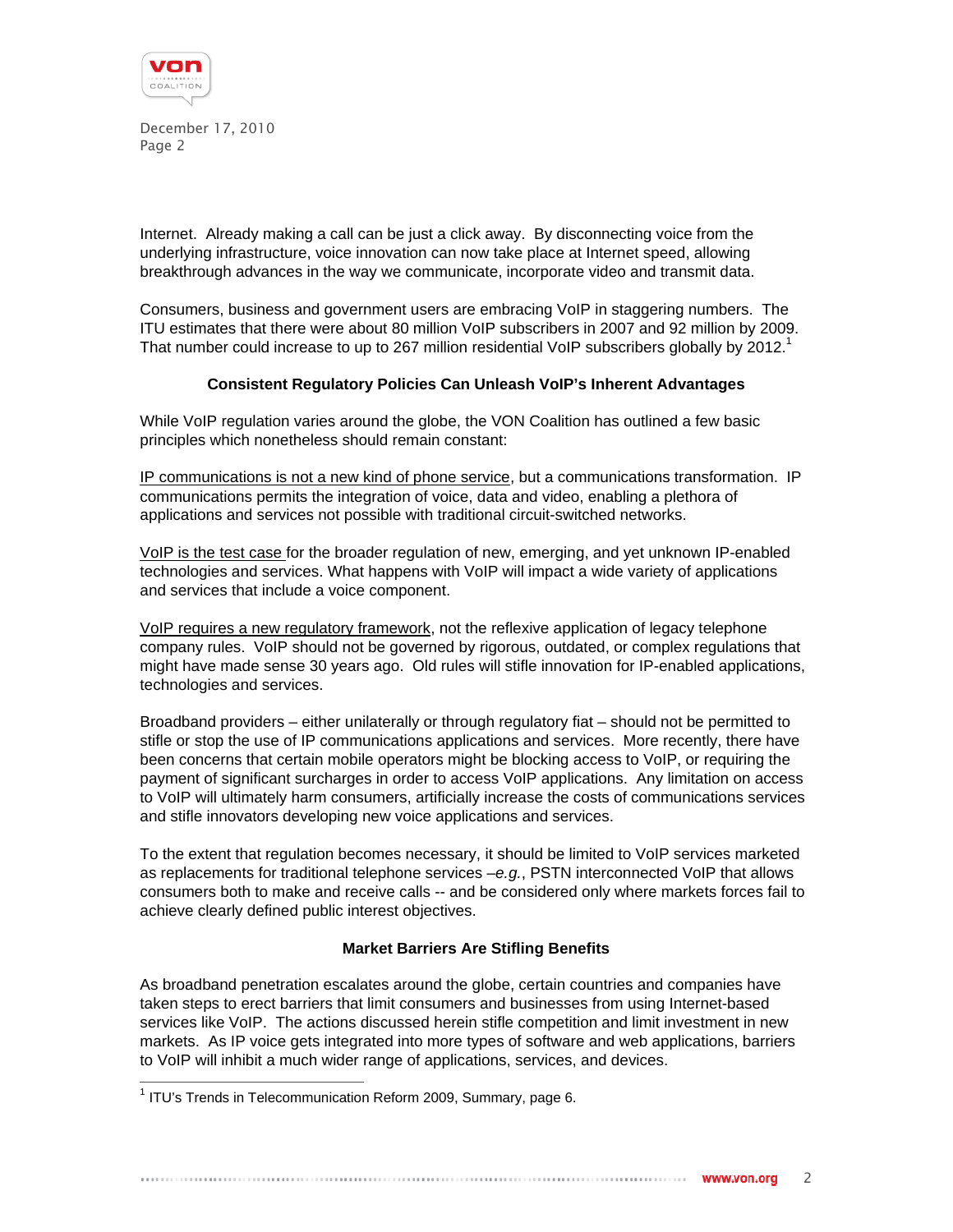Internet. Already making a call can be just a click away. By disconnecting voice from the underlying infrastructure, voice innovation can now take place at Internet speed, allowing breakthrough advances in the way we communicate, incorporate video and transmit data.

Consumers, business and government users are embracing VoIP in staggering numbers. The ITU estimates that there were about 80 million VoIP subscribers in 2007 and 92 million by 2009. That number could increase to up to 267 million residential VoIP subscribers globally by 2012.[1]

**Consistent Regulatory Policies Can Unleash VoIP's Inherent Advantages**

While VoIP regulation varies around the globe, the VON Coalition has outlined a few basic principles which nonetheless should remain constant:

<u>IP communications is not a new kind of phone service</u>, but a communications transformation. IP communications permits the integration of voice, data and video, enabling a plethora of applications and services not possible with traditional circuit-switched networks.

<u>VoIP is the test case</u> for the broader regulation of new, emerging, and yet unknown IP-enabled technologies and services. What happens with VoIP will impact a wide variety of applications and services that include a voice component.

<u>VoIP requires a new regulatory framework</u>, not the reflexive application of legacy telephone company rules. VoIP should not be governed by rigorous, outdated, or complex regulations that might have made sense 30 years ago. Old rules will stifle innovation for IP-enabled applications, technologies and services.

Broadband providers – either unilaterally or through regulatory fiat – should not be permitted to stifle or stop the use of IP communications applications and services. More recently, there have been concerns that certain mobile operators might be blocking access to VoIP, or requiring the payment of significant surcharges in order to access VoIP applications. Any limitation on access to VoIP will ultimately harm consumers, artificially increase the costs of communications services and stifle innovators developing new voice applications and services.

To the extent that regulation becomes necessary, it should be limited to VoIP services marketed as replacements for traditional telephone services –*e.g.*, PSTN interconnected VoIP that allows consumers both to make and receive calls -- and be considered only where markets forces fail to achieve clearly defined public interest objectives.

**Market Barriers Are Stifling Benefits**

As broadband penetration escalates around the globe, certain countries and companies have taken steps to erect barriers that limit consumers and businesses from using Internet-based services like VoIP. The actions discussed herein stifle competition and limit investment in new markets. As IP voice gets integrated into more types of software and web applications, barriers to VoIP will inhibit a much wider range of applications, services, and devices.

---

[1] ITU's Trends in Telecommunication Reform 2009, Summary, page 6.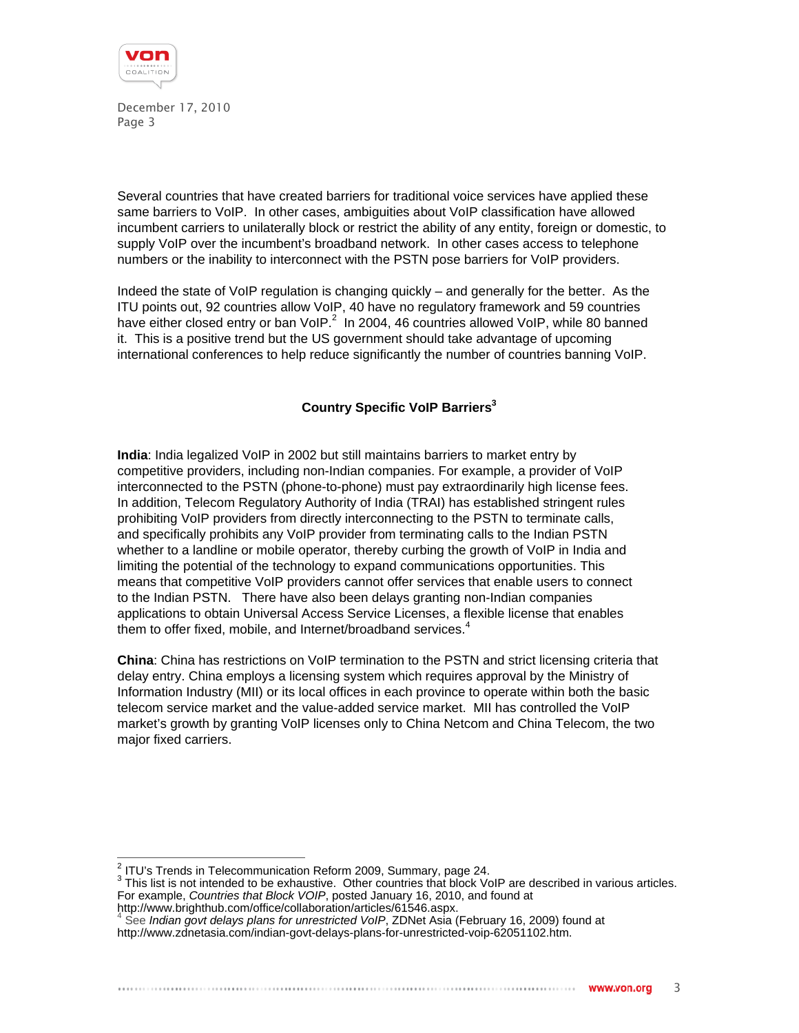Several countries that have created barriers for traditional voice services have applied these same barriers to VoIP. In other cases, ambiguities about VoIP classification have allowed incumbent carriers to unilaterally block or restrict the ability of any entity, foreign or domestic, to supply VoIP over the incumbent's broadband network. In other cases access to telephone numbers or the inability to interconnect with the PSTN pose barriers for VoIP providers.

Indeed the state of VoIP regulation is changing quickly – and generally for the better. As the ITU points out, 92 countries allow VoIP, 40 have no regulatory framework and 59 countries have either closed entry or ban VoIP.[2] In 2004, 46 countries allowed VoIP, while 80 banned it. This is a positive trend but the US government should take advantage of upcoming international conferences to help reduce significantly the number of countries banning VoIP.

## Country Specific VoIP Barriers[3]

**India**: India legalized VoIP in 2002 but still maintains barriers to market entry by competitive providers, including non-Indian companies. For example, a provider of VoIP interconnected to the PSTN (phone-to-phone) must pay extraordinarily high license fees. In addition, Telecom Regulatory Authority of India (TRAI) has established stringent rules prohibiting VoIP providers from directly interconnecting to the PSTN to terminate calls, and specifically prohibits any VoIP provider from terminating calls to the Indian PSTN whether to a landline or mobile operator, thereby curbing the growth of VoIP in India and limiting the potential of the technology to expand communications opportunities. This means that competitive VoIP providers cannot offer services that enable users to connect to the Indian PSTN. There have also been delays granting non-Indian companies applications to obtain Universal Access Service Licenses, a flexible license that enables them to offer fixed, mobile, and Internet/broadband services.[4]

**China**: China has restrictions on VoIP termination to the PSTN and strict licensing criteria that delay entry. China employs a licensing system which requires approval by the Ministry of Information Industry (MII) or its local offices in each province to operate within both the basic telecom service market and the value-added service market. MII has controlled the VoIP market's growth by granting VoIP licenses only to China Netcom and China Telecom, the two major fixed carriers.

---

[2] ITU's Trends in Telecommunication Reform 2009, Summary, page 24.

[3] This list is not intended to be exhaustive. Other countries that block VoIP are described in various articles. For example, *Countries that Block VOIP*, posted January 16, 2010, and found at http://www.brighthub.com/office/collaboration/articles/61546.aspx.

[4] See *Indian govt delays plans for unrestricted VoIP*, ZDNet Asia (February 16, 2009) found at http://www.zdnetasia.com/indian-govt-delays-plans-for-unrestricted-voip-62051102.htm.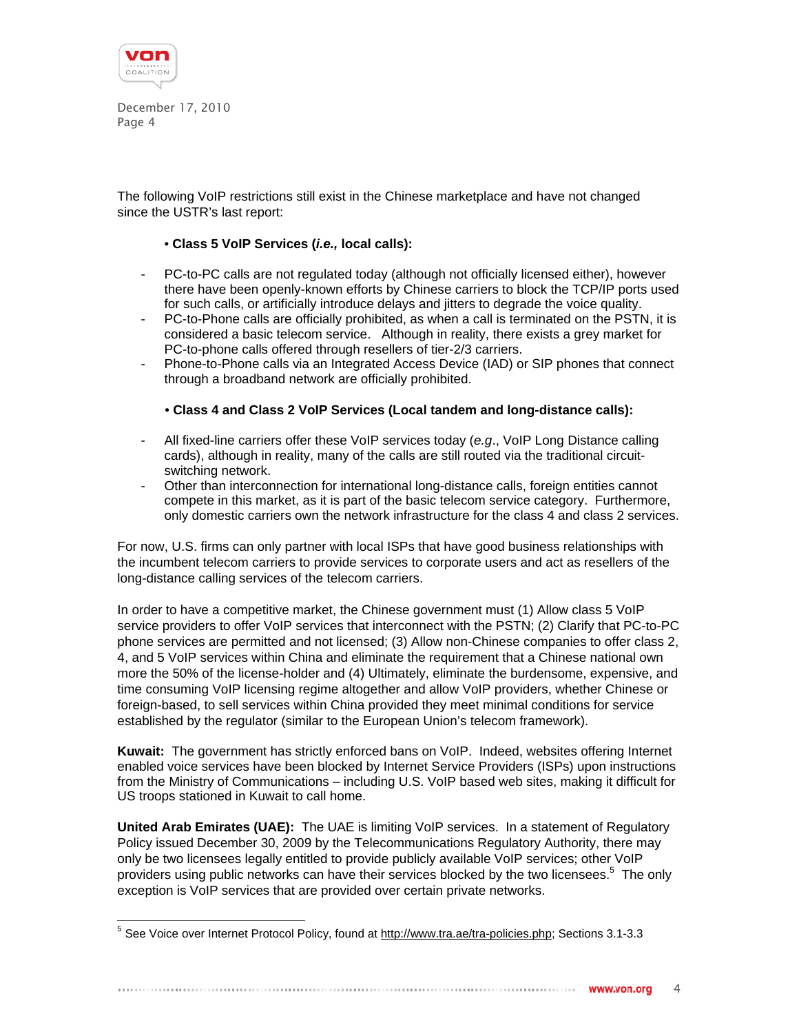The following VoIP restrictions still exist in the Chinese marketplace and have not changed since the USTR's last report:

**• Class 5 VoIP Services (*i.e.,* local calls):**

- PC-to-PC calls are not regulated today (although not officially licensed either), however there have been openly-known efforts by Chinese carriers to block the TCP/IP ports used for such calls, or artificially introduce delays and jitters to degrade the voice quality.
- PC-to-Phone calls are officially prohibited, as when a call is terminated on the PSTN, it is considered a basic telecom service. Although in reality, there exists a grey market for PC-to-phone calls offered through resellers of tier-2/3 carriers.
- Phone-to-Phone calls via an Integrated Access Device (IAD) or SIP phones that connect through a broadband network are officially prohibited.

**• Class 4 and Class 2 VoIP Services (Local tandem and long-distance calls):**

- All fixed-line carriers offer these VoIP services today (*e.g*., VoIP Long Distance calling cards), although in reality, many of the calls are still routed via the traditional circuit-switching network.
- Other than interconnection for international long-distance calls, foreign entities cannot compete in this market, as it is part of the basic telecom service category. Furthermore, only domestic carriers own the network infrastructure for the class 4 and class 2 services.

For now, U.S. firms can only partner with local ISPs that have good business relationships with the incumbent telecom carriers to provide services to corporate users and act as resellers of the long-distance calling services of the telecom carriers.

In order to have a competitive market, the Chinese government must (1) Allow class 5 VoIP service providers to offer VoIP services that interconnect with the PSTN; (2) Clarify that PC-to-PC phone services are permitted and not licensed; (3) Allow non-Chinese companies to offer class 2, 4, and 5 VoIP services within China and eliminate the requirement that a Chinese national own more the 50% of the license-holder and (4) Ultimately, eliminate the burdensome, expensive, and time consuming VoIP licensing regime altogether and allow VoIP providers, whether Chinese or foreign-based, to sell services within China provided they meet minimal conditions for service established by the regulator (similar to the European Union's telecom framework).

**Kuwait:** The government has strictly enforced bans on VoIP. Indeed, websites offering Internet enabled voice services have been blocked by Internet Service Providers (ISPs) upon instructions from the Ministry of Communications – including U.S. VoIP based web sites, making it difficult for US troops stationed in Kuwait to call home.

**United Arab Emirates (UAE):** The UAE is limiting VoIP services. In a statement of Regulatory Policy issued December 30, 2009 by the Telecommunications Regulatory Authority, there may only be two licensees legally entitled to provide publicly available VoIP services; other VoIP providers using public networks can have their services blocked by the two licensees.[5] The only exception is VoIP services that are provided over certain private networks.

---

[5] See Voice over Internet Protocol Policy, found at http://www.tra.ae/tra-policies.php; Sections 3.1-3.3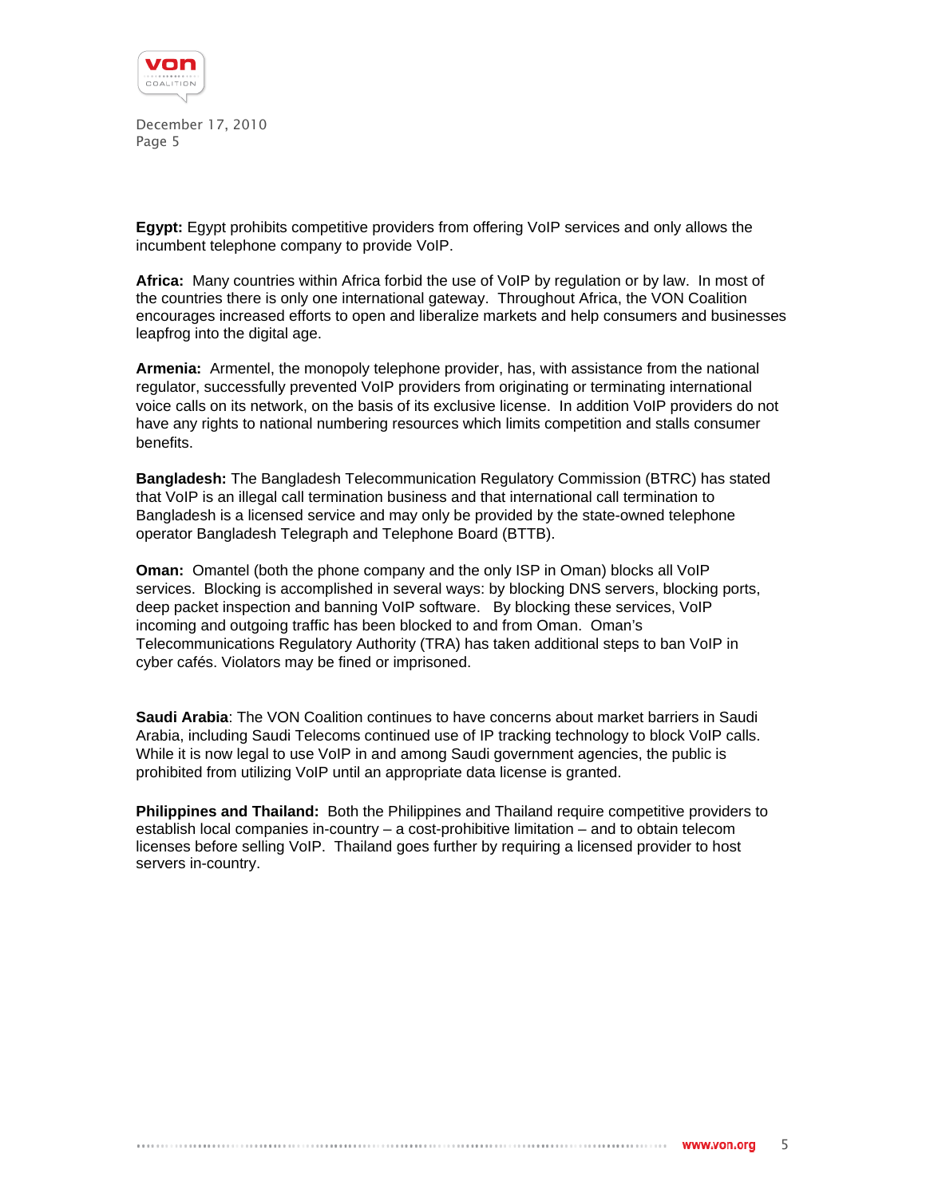**Egypt:** Egypt prohibits competitive providers from offering VoIP services and only allows the incumbent telephone company to provide VoIP.

**Africa:** Many countries within Africa forbid the use of VoIP by regulation or by law. In most of the countries there is only one international gateway. Throughout Africa, the VON Coalition encourages increased efforts to open and liberalize markets and help consumers and businesses leapfrog into the digital age.

**Armenia:** Armentel, the monopoly telephone provider, has, with assistance from the national regulator, successfully prevented VoIP providers from originating or terminating international voice calls on its network, on the basis of its exclusive license. In addition VoIP providers do not have any rights to national numbering resources which limits competition and stalls consumer benefits.

**Bangladesh:** The Bangladesh Telecommunication Regulatory Commission (BTRC) has stated that VoIP is an illegal call termination business and that international call termination to Bangladesh is a licensed service and may only be provided by the state-owned telephone operator Bangladesh Telegraph and Telephone Board (BTTB).

**Oman:** Omantel (both the phone company and the only ISP in Oman) blocks all VoIP services. Blocking is accomplished in several ways: by blocking DNS servers, blocking ports, deep packet inspection and banning VoIP software. By blocking these services, VoIP incoming and outgoing traffic has been blocked to and from Oman. Oman's Telecommunications Regulatory Authority (TRA) has taken additional steps to ban VoIP in cyber cafés. Violators may be fined or imprisoned.

**Saudi Arabia**: The VON Coalition continues to have concerns about market barriers in Saudi Arabia, including Saudi Telecoms continued use of IP tracking technology to block VoIP calls. While it is now legal to use VoIP in and among Saudi government agencies, the public is prohibited from utilizing VoIP until an appropriate data license is granted.

**Philippines and Thailand:** Both the Philippines and Thailand require competitive providers to establish local companies in-country – a cost-prohibitive limitation – and to obtain telecom licenses before selling VoIP. Thailand goes further by requiring a licensed provider to host servers in-country.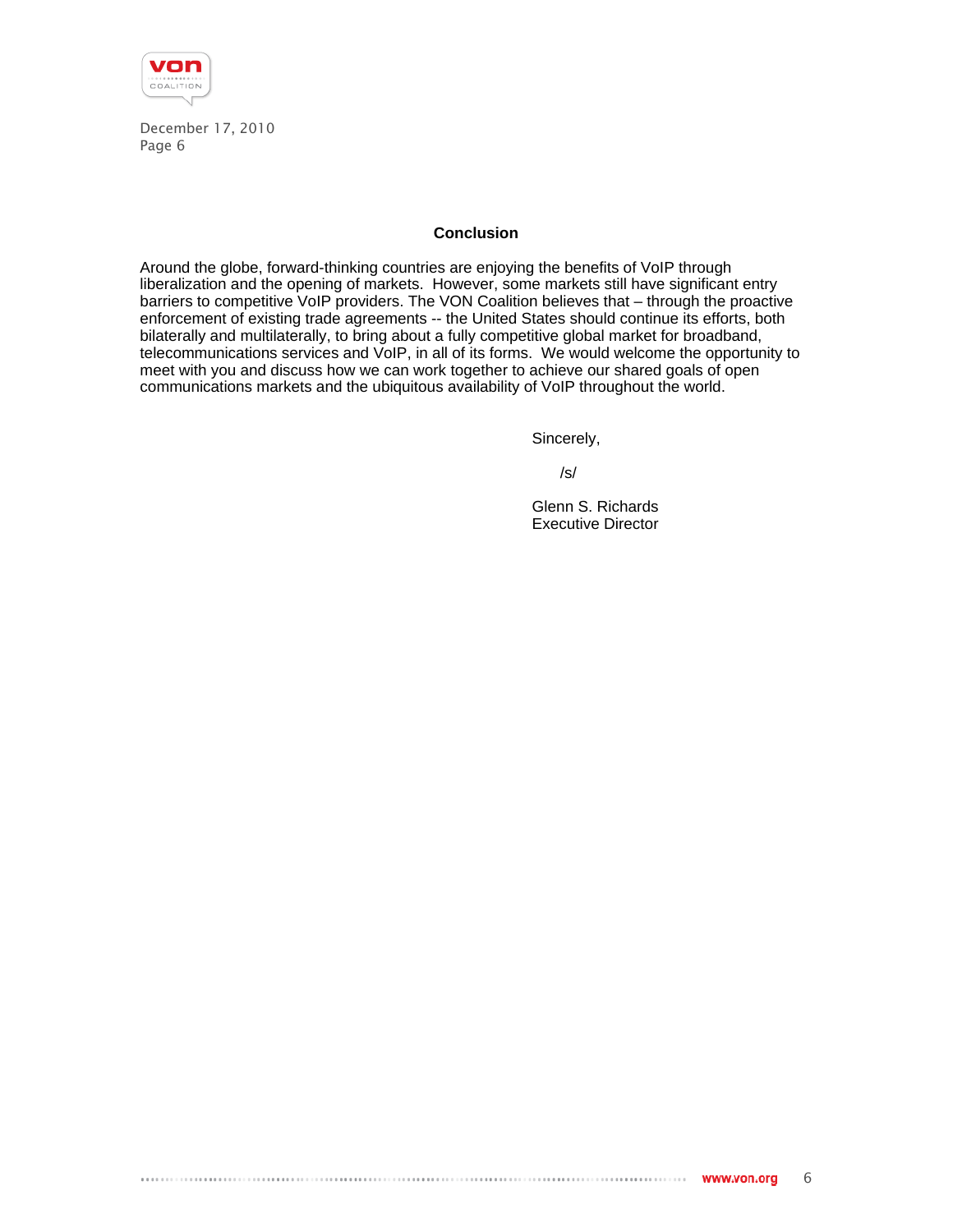## Conclusion

Around the globe, forward-thinking countries are enjoying the benefits of VoIP through liberalization and the opening of markets. However, some markets still have significant entry barriers to competitive VoIP providers. The VON Coalition believes that – through the proactive enforcement of existing trade agreements -- the United States should continue its efforts, both bilaterally and multilaterally, to bring about a fully competitive global market for broadband, telecommunications services and VoIP, in all of its forms. We would welcome the opportunity to meet with you and discuss how we can work together to achieve our shared goals of open communications markets and the ubiquitous availability of VoIP throughout the world.

Sincerely,

/s/

Glenn S. Richards
Executive Director